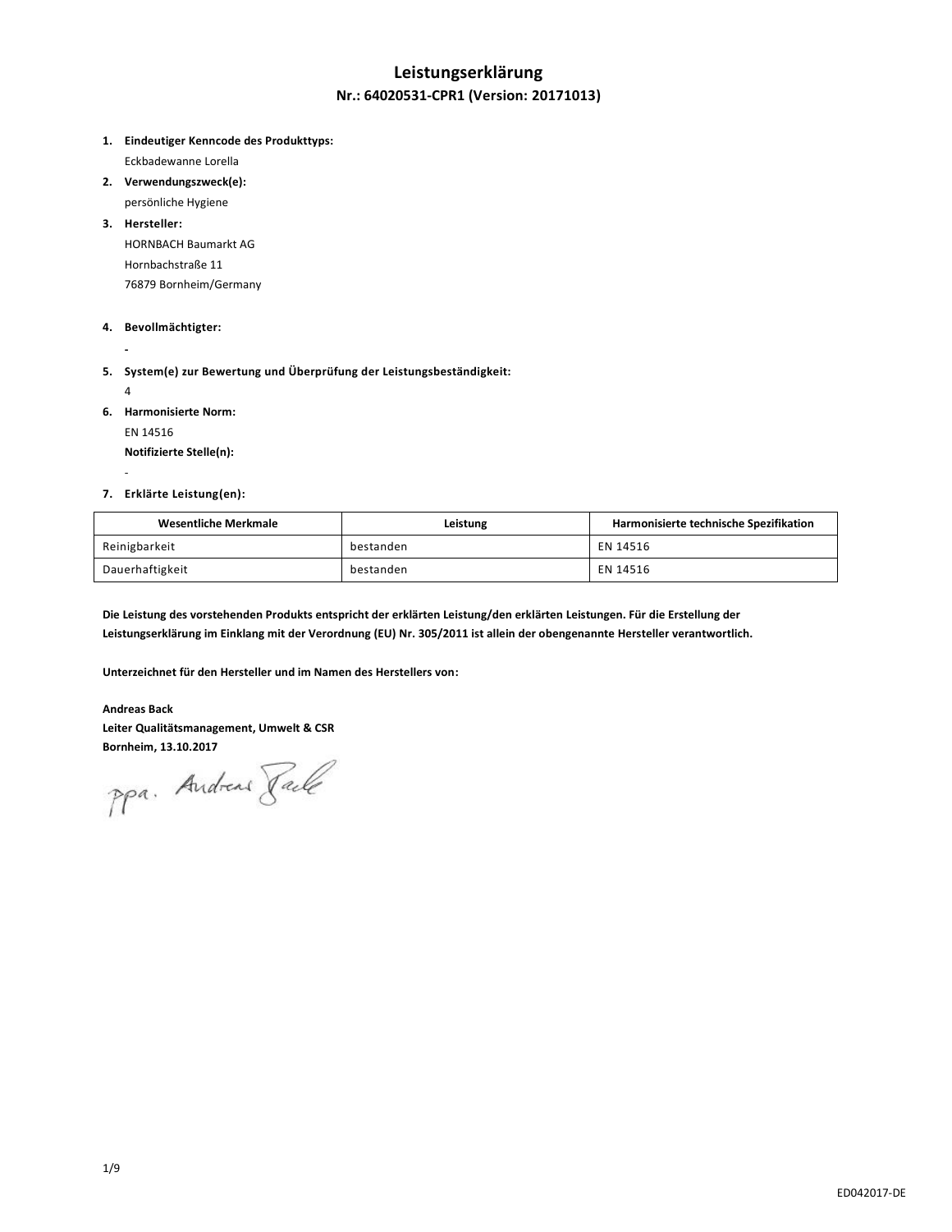# Leistungserklärung

## Nr.: 64020531-CPR1 (Version: 20171013)

1. **Eindeutiger Kenncode des Produkttyps:**
   Eckbadewanne Lorella
2. **Verwendungszweck(e):**
   persönliche Hygiene
3. **Hersteller:**
   HORNBACH Baumarkt AG
   Hornbachstraße 11
   76879 Bornheim/Germany
4. **Bevollmächtigter:**
   -
5. **System(e) zur Bewertung und Überprüfung der Leistungsbeständigkeit:**
   4
6. **Harmonisierte Norm:**
   EN 14516
   **Notifizierte Stelle(n):**
   -
7. **Erklärte Leistung(en):**

| Wesentliche Merkmale | Leistung | Harmonisierte technische Spezifikation |
| --- | --- | --- |
| Reinigbarkeit | bestanden | EN 14516 |
| Dauerhaftigkeit | bestanden | EN 14516 |

**Die Leistung des vorstehenden Produkts entspricht der erklärten Leistung/den erklärten Leistungen. Für die Erstellung der Leistungserklärung im Einklang mit der Verordnung (EU) Nr. 305/2011 ist allein der obengenannte Hersteller verantwortlich.**

**Unterzeichnet für den Hersteller und im Namen des Herstellers von:**

**Andreas Back**
**Leiter Qualitätsmanagement, Umwelt & CSR**
**Bornheim, 13.10.2017**

ppa. Andreas Back

ED042017-DE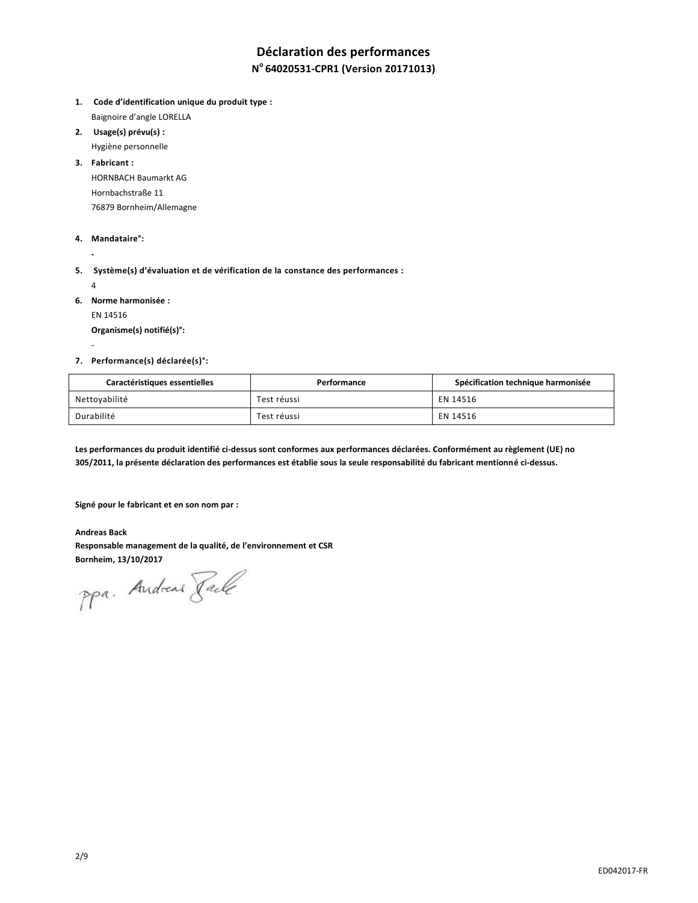# Déclaration des performances

## N° 64020531-CPR1 (Version 20171013)

1. **Code d'identification unique du produit type :**
   Baignoire d'angle LORELLA
2. **Usage(s) prévu(s) :**
   Hygiène personnelle
3. **Fabricant :**
   HORNBACH Baumarkt AG
   Hornbachstraße 11
   76879 Bornheim/Allemagne
4. **Mandataire°:**
   -
5. **Système(s) d'évaluation et de vérification de la constance des performances :**
   4
6. **Norme harmonisée :**
   EN 14516
   **Organisme(s) notifié(s)°:**
   -
7. **Performance(s) déclarée(s)°:**

| Caractéristiques essentielles | Performance | Spécification technique harmonisée |
|---|---|---|
| Nettoyabilité | Test réussi | EN 14516 |
| Durabilité | Test réussi | EN 14516 |

**Les performances du produit identifié ci-dessus sont conformes aux performances déclarées. Conformément au règlement (UE) no 305/2011, la présente déclaration des performances est établie sous la seule responsabilité du fabricant mentionné ci-dessus.**

**Signé pour le fabricant et en son nom par :**

**Andreas Back**
**Responsable management de la qualité, de l'environnement et CSR**
**Bornheim, 13/10/2017**

ppa. Andreas Back

ED042017-FR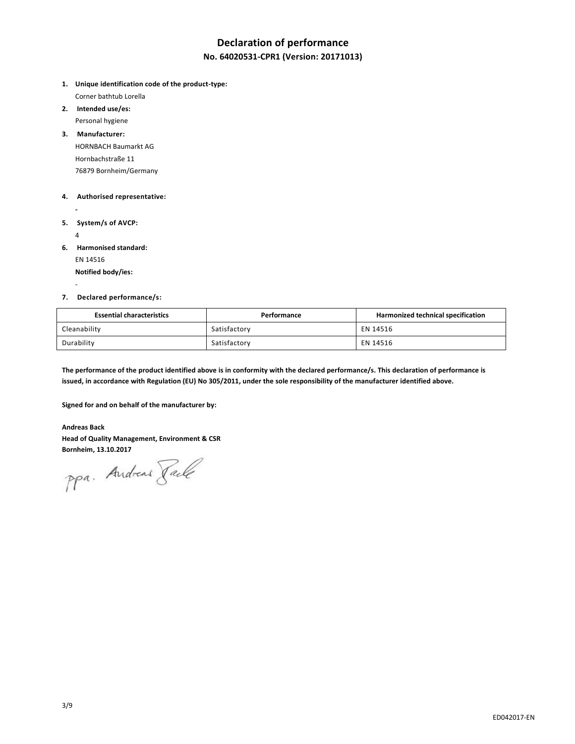# Declaration of performance

## No. 64020531-CPR1 (Version: 20171013)

1. **Unique identification code of the product-type:**
   Corner bathtub Lorella
2. **Intended use/es:**
   Personal hygiene
3. **Manufacturer:**
   HORNBACH Baumarkt AG
   Hornbachstraße 11
   76879 Bornheim/Germany
4. **Authorised representative:**
   -
5. **System/s of AVCP:**
   4
6. **Harmonised standard:**
   EN 14516
   **Notified body/ies:**
   -
7. **Declared performance/s:**

| Essential characteristics | Performance | Harmonized technical specification |
|---|---|---|
| Cleanability | Satisfactory | EN 14516 |
| Durability | Satisfactory | EN 14516 |

**The performance of the product identified above is in conformity with the declared performance/s. This declaration of performance is issued, in accordance with Regulation (EU) No 305/2011, under the sole responsibility of the manufacturer identified above.**

**Signed for and on behalf of the manufacturer by:**

**Andreas Back**
**Head of Quality Management, Environment & CSR**
**Bornheim, 13.10.2017**

ppa. Andreas Back

ED042017-EN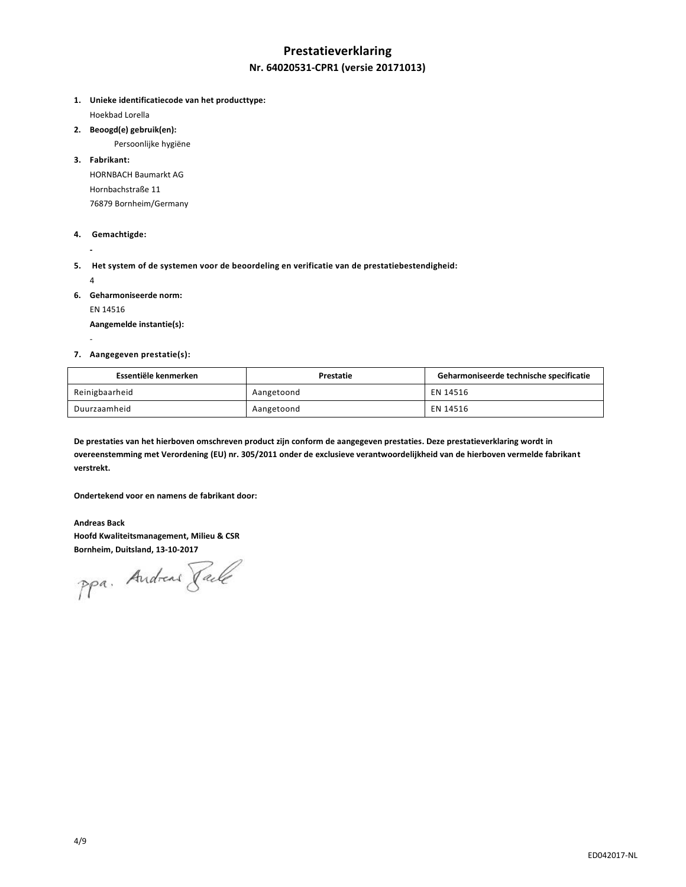# Prestatieverklaring

## Nr. 64020531-CPR1 (versie 20171013)

1. **Unieke identificatiecode van het producttype:**
   Hoekbad Lorella
2. **Beoogd(e) gebruik(en):**
   Persoonlijke hygiëne
3. **Fabrikant:**
   HORNBACH Baumarkt AG
   Hornbachstraße 11
   76879 Bornheim/Germany
4. **Gemachtigde:**
   -
5. **Het system of de systemen voor de beoordeling en verificatie van de prestatiebestendigheid:**
   4
6. **Geharmoniseerde norm:**
   EN 14516
   **Aangemelde instantie(s):**
   -
7. **Aangegeven prestatie(s):**

| Essentiële kenmerken | Prestatie | Geharmoniseerde technische specificatie |
|---|---|---|
| Reinigbaarheid | Aangetoond | EN 14516 |
| Duurzaamheid | Aangetoond | EN 14516 |

**De prestaties van het hierboven omschreven product zijn conform de aangegeven prestaties. Deze prestatieverklaring wordt in overeenstemming met Verordening (EU) nr. 305/2011 onder de exclusieve verantwoordelijkheid van de hierboven vermelde fabrikant verstrekt.**

**Ondertekend voor en namens de fabrikant door:**

**Andreas Back**
**Hoofd Kwaliteitsmanagement, Milieu & CSR**
**Bornheim, Duitsland, 13-10-2017**

ppa. Andreas Back

ED042017-NL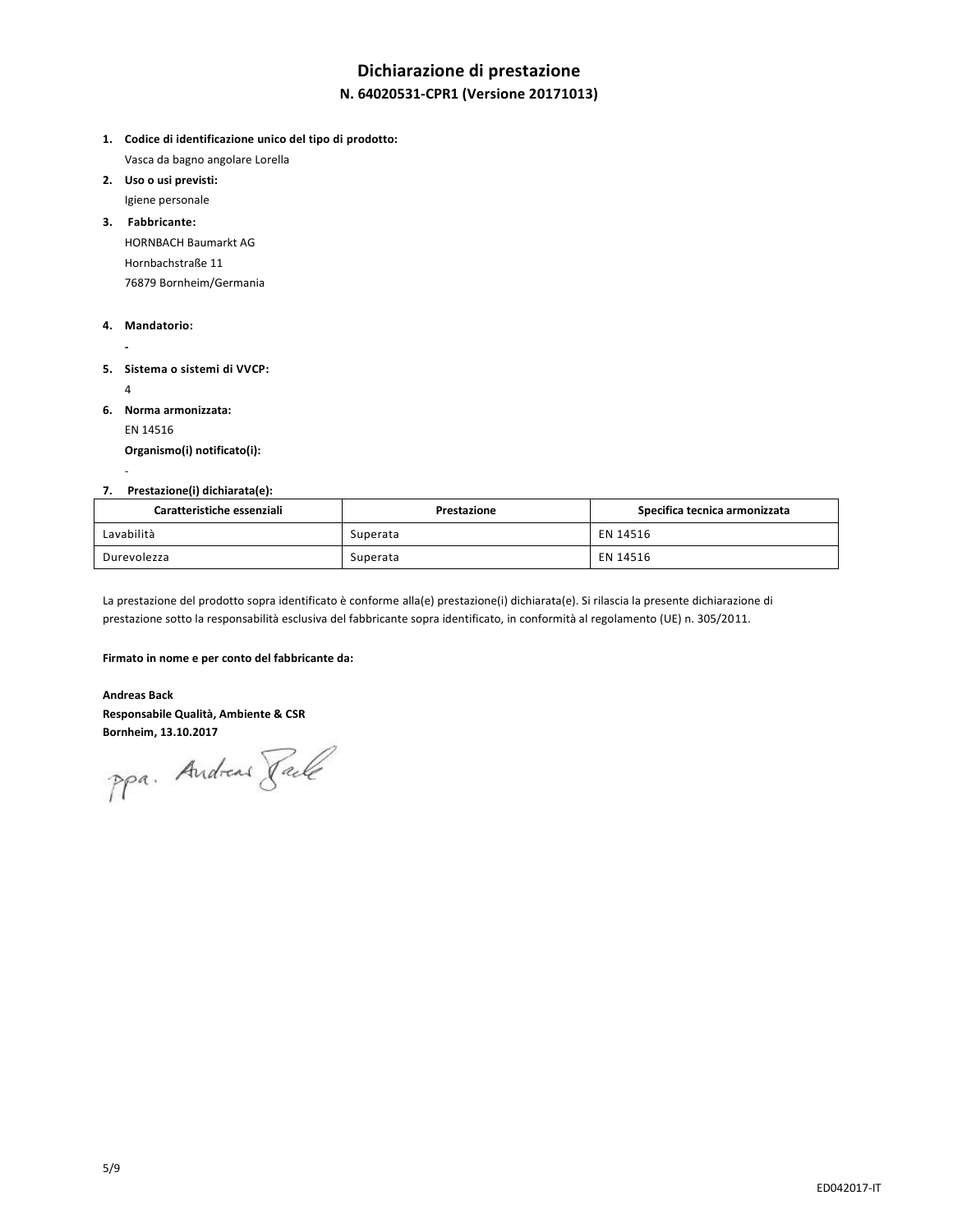# Dichiarazione di prestazione

## N. 64020531-CPR1 (Versione 20171013)

1. **Codice di identificazione unico del tipo di prodotto:**
   Vasca da bagno angolare Lorella
2. **Uso o usi previsti:**
   Igiene personale
3. **Fabbricante:**
   HORNBACH Baumarkt AG
   Hornbachstraße 11
   76879 Bornheim/Germania
4. **Mandatorio:**
   -
5. **Sistema o sistemi di VVCP:**
   4
6. **Norma armonizzata:**
   EN 14516
   **Organismo(i) notificato(i):**
   -
7. **Prestazione(i) dichiarata(e):**

| Caratteristiche essenziali | Prestazione | Specifica tecnica armonizzata |
|---|---|---|
| Lavabilità | Superata | EN 14516 |
| Durevolezza | Superata | EN 14516 |

La prestazione del prodotto sopra identificato è conforme alla(e) prestazione(i) dichiarata(e). Si rilascia la presente dichiarazione di prestazione sotto la responsabilità esclusiva del fabbricante sopra identificato, in conformità al regolamento (UE) n. 305/2011.

**Firmato in nome e per conto del fabbricante da:**

**Andreas Back**
**Responsabile Qualità, Ambiente & CSR**
**Bornheim, 13.10.2017**

ppa. Andreas Back

ED042017-IT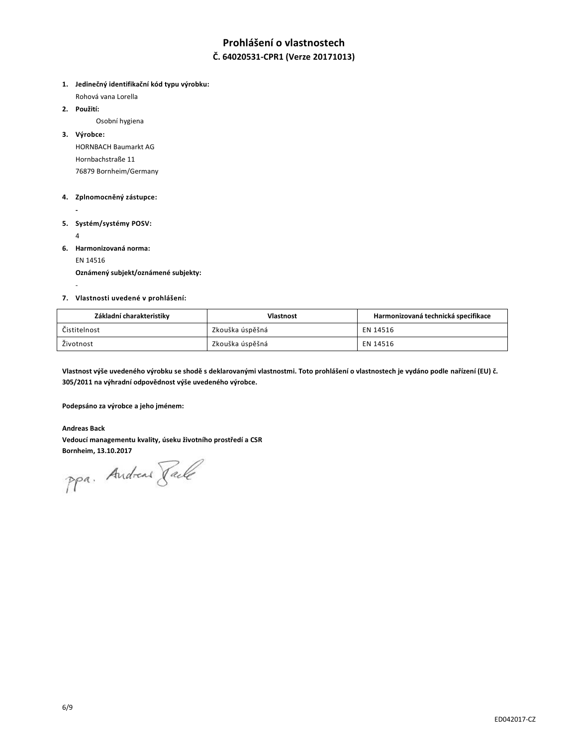# Prohlášení o vlastnostech

## Č. 64020531-CPR1 (Verze 20171013)

1. **Jedinečný identifikační kód typu výrobku:**
   Rohová vana Lorella
2. **Použití:**
   Osobní hygiena
3. **Výrobce:**
   HORNBACH Baumarkt AG
   Hornbachstraße 11
   76879 Bornheim/Germany
4. **Zplnomocněný zástupce:**
   -
5. **Systém/systémy POSV:**
   4
6. **Harmonizovaná norma:**
   EN 14516
   **Oznámený subjekt/oznámené subjekty:**
   -
7. **Vlastnosti uvedené v prohlášení:**

| Základní charakteristiky | Vlastnost | Harmonizovaná technická specifikace |
|---|---|---|
| Čistitelnost | Zkouška úspěšná | EN 14516 |
| Životnost | Zkouška úspěšná | EN 14516 |

**Vlastnost výše uvedeného výrobku se shodě s deklarovanými vlastnostmi. Toto prohlášení o vlastnostech je vydáno podle nařízení (EU) č. 305/2011 na výhradní odpovědnost výše uvedeného výrobce.**

**Podepsáno za výrobce a jeho jménem:**

**Andreas Back**
**Vedoucí managementu kvality, úseku životního prostředí a CSR**
**Bornheim, 13.10.2017**

ppa. Andreas Back

ED042017-CZ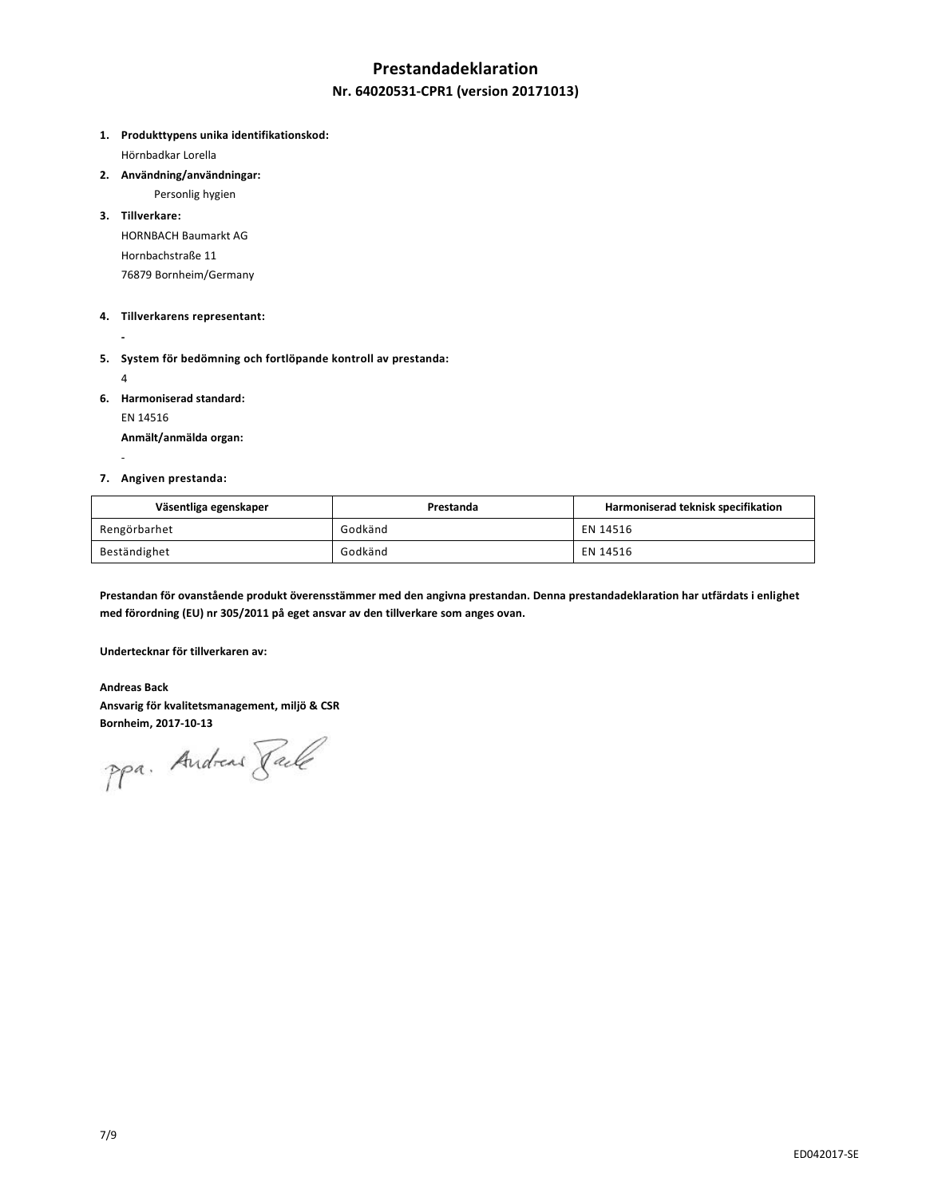# Prestandadeklaration

## Nr. 64020531-CPR1 (version 20171013)

1. **Produkttypens unika identifikationskod:**
   Hörnbadkar Lorella
2. **Användning/användningar:**
   Personlig hygien
3. **Tillverkare:**
   HORNBACH Baumarkt AG
   Hornbachstraße 11
   76879 Bornheim/Germany
4. **Tillverkarens representant:**
   -
5. **System för bedömning och fortlöpande kontroll av prestanda:**
   4
6. **Harmoniserad standard:**
   EN 14516
   **Anmält/anmälda organ:**
   -
7. **Angiven prestanda:**

| Väsentliga egenskaper | Prestanda | Harmoniserad teknisk specifikation |
|---|---|---|
| Rengörbarhet | Godkänd | EN 14516 |
| Beständighet | Godkänd | EN 14516 |

**Prestandan för ovanstående produkt överensstämmer med den angivna prestandan. Denna prestandadeklaration har utfärdats i enlighet med förordning (EU) nr 305/2011 på eget ansvar av den tillverkare som anges ovan.**

**Undertecknar för tillverkaren av:**

**Andreas Back**
**Ansvarig för kvalitetsmanagement, miljö & CSR**
**Bornheim, 2017-10-13**

ppa. Andreas Back

ED042017-SE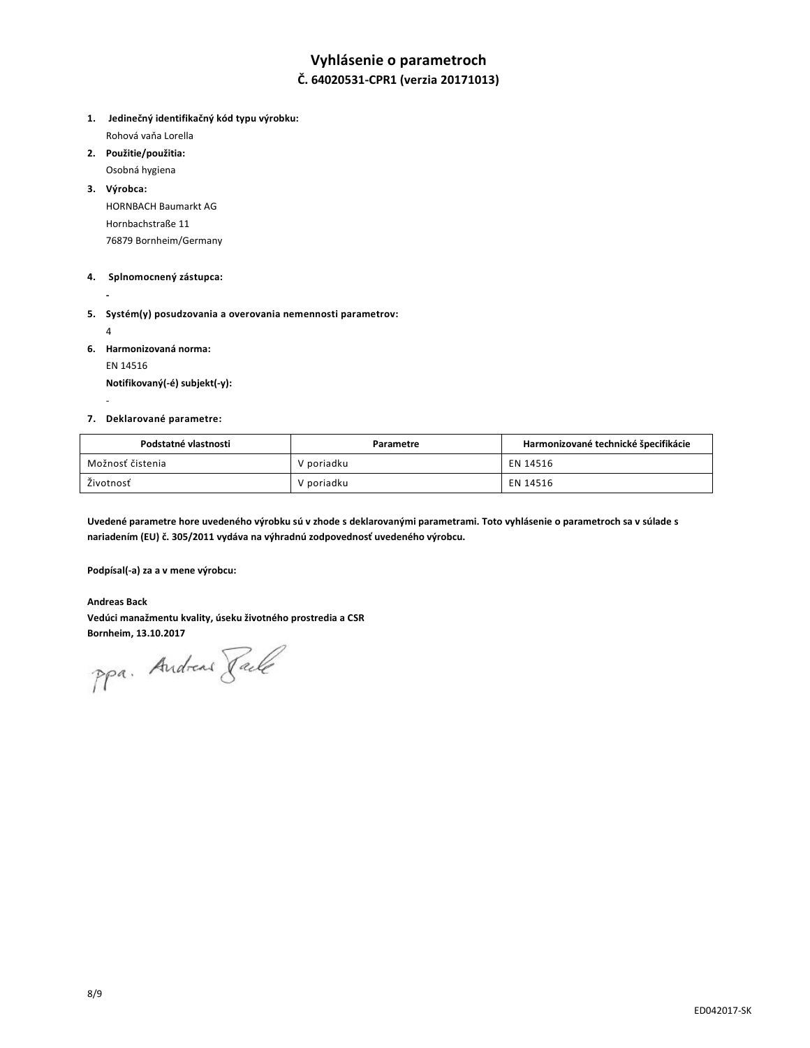# Vyhlásenie o parametroch

## Č. 64020531-CPR1 (verzia 20171013)

1. **Jedinečný identifikačný kód typu výrobku:**
   Rohová vaňa Lorella
2. **Použitie/použitia:**
   Osobná hygiena
3. **Výrobca:**
   HORNBACH Baumarkt AG
   Hornbachstraße 11
   76879 Bornheim/Germany
4. **Splnomocnený zástupca:**
   -
5. **Systém(y) posudzovania a overovania nemennosti parametrov:**
   4
6. **Harmonizovaná norma:**
   EN 14516
   **Notifikovaný(-é) subjekt(-y):**
   -
7. **Deklarované parametre:**

| Podstatné vlastnosti | Parametre | Harmonizované technické špecifikácie |
|---|---|---|
| Možnosť čistenia | V poriadku | EN 14516 |
| Životnosť | V poriadku | EN 14516 |

**Uvedené parametre hore uvedeného výrobku sú v zhode s deklarovanými parametrami. Toto vyhlásenie o parametroch sa v súlade s nariadením (EU) č. 305/2011 vydáva na výhradnú zodpovednosť uvedeného výrobcu.**

**Podpísal(-a) za a v mene výrobcu:**

**Andreas Back**
**Vedúci manažmentu kvality, úseku životného prostredia a CSR**
**Bornheim, 13.10.2017**

ppa. Andreas Back

ED042017-SK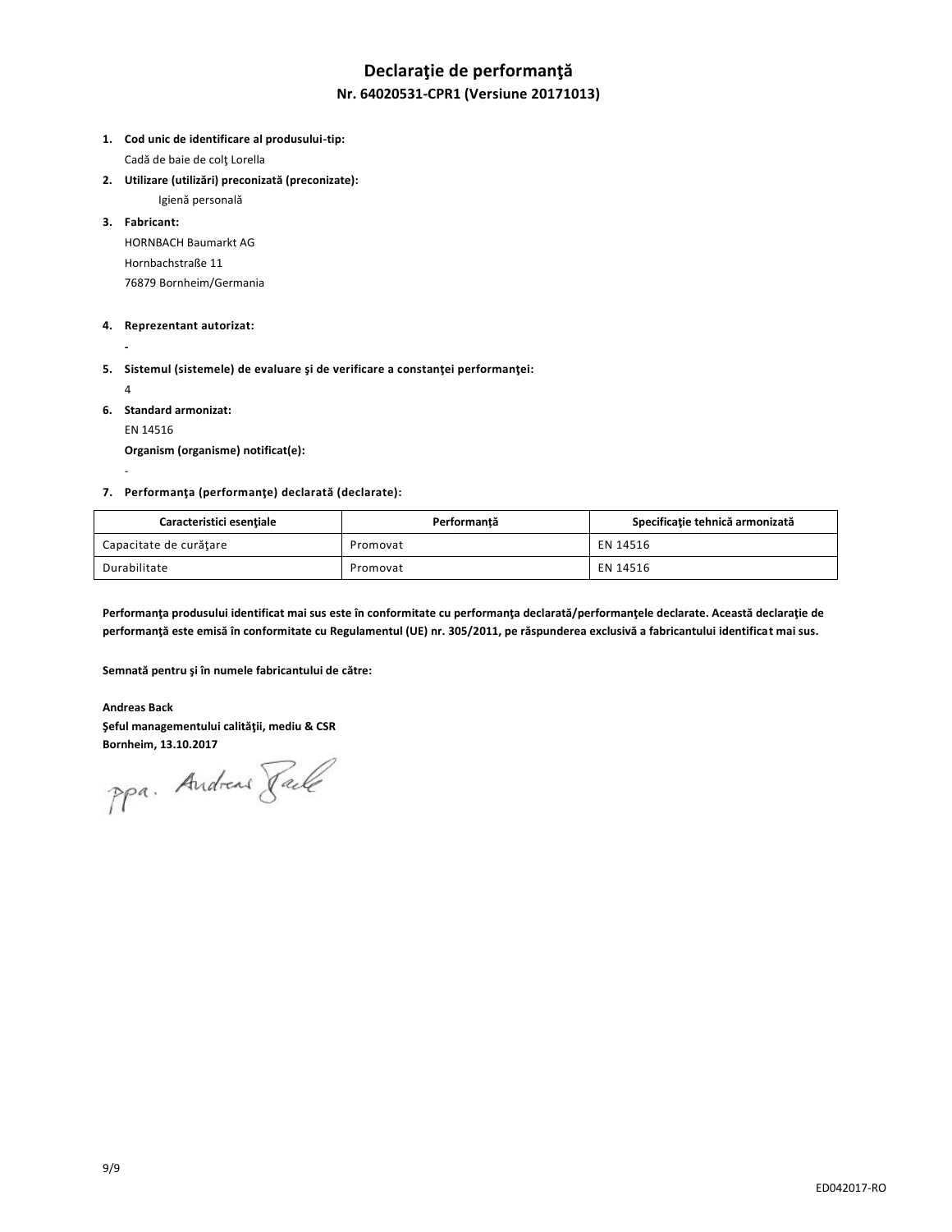# Declaraţie de performanţă

## Nr. 64020531-CPR1 (Versiune 20171013)

1. **Cod unic de identificare al produsului-tip:**
   Cadă de baie de colţ Lorella
2. **Utilizare (utilizări) preconizată (preconizate):**
   Igienă personală
3. **Fabricant:**
   HORNBACH Baumarkt AG
   Hornbachstraße 11
   76879 Bornheim/Germania
4. **Reprezentant autorizat:**
   -
5. **Sistemul (sistemele) de evaluare şi de verificare a constanţei performanţei:**
   4
6. **Standard armonizat:**
   EN 14516
   **Organism (organisme) notificat(e):**
   -
7. **Performanţa (performanţe) declarată (declarate):**

| Caracteristici esenţiale | Performanță | Specificaţie tehnică armonizată |
|---|---|---|
| Capacitate de curăţare | Promovat | EN 14516 |
| Durabilitate | Promovat | EN 14516 |

**Performanţa produsului identificat mai sus este în conformitate cu performanţa declarată/performanţele declarate. Această declaraţie de performanţă este emisă în conformitate cu Regulamentul (UE) nr. 305/2011, pe răspunderea exclusivă a fabricantului identificat mai sus.**

**Semnată pentru şi în numele fabricantului de către:**

**Andreas Back**
**Şeful managementului calităţii, mediu & CSR**
**Bornheim, 13.10.2017**

ppa. Andreas Back

ED042017-RO